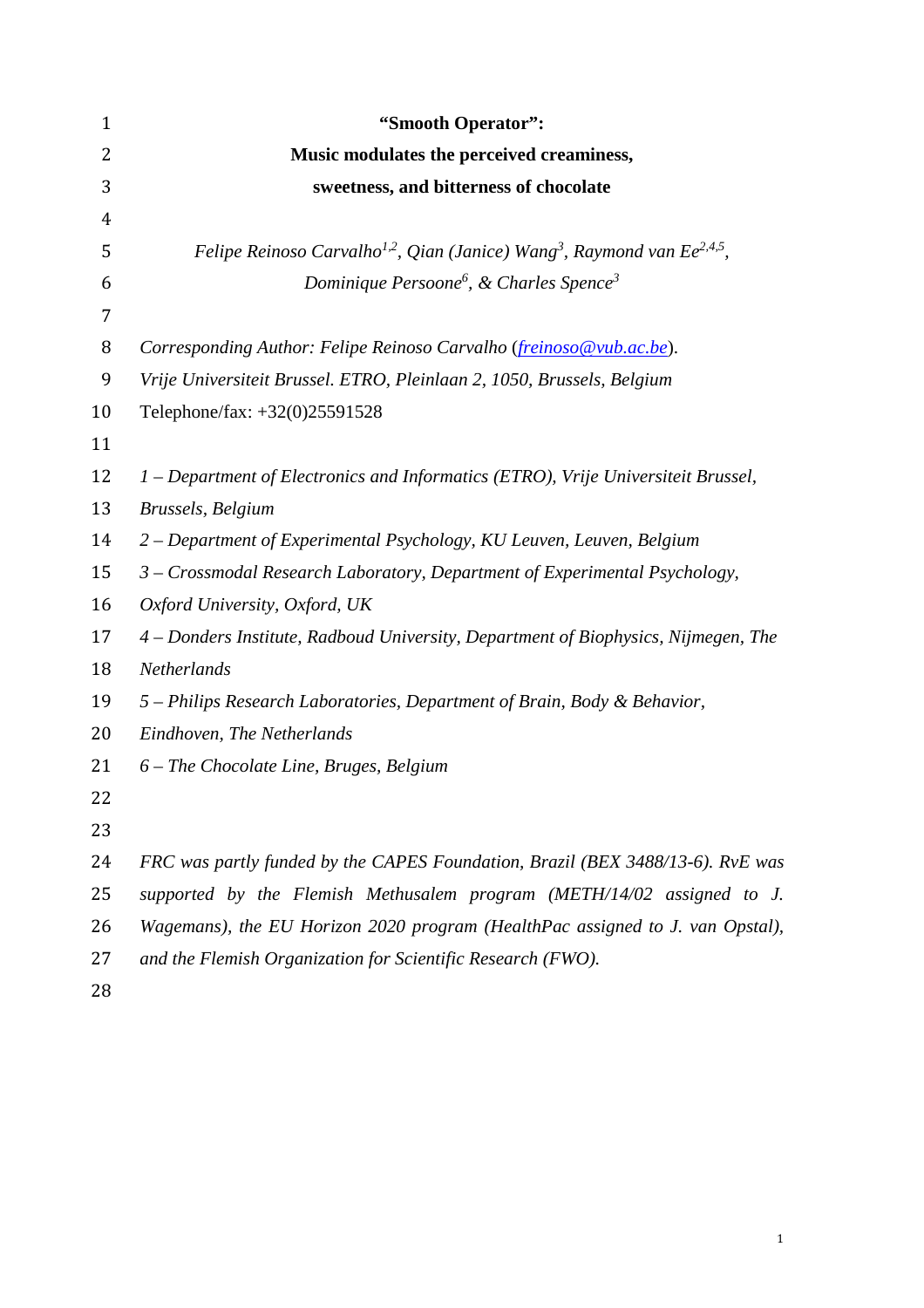# "Smooth Operator":
# Music modulates the perceived creaminess, sweetness, and bitterness of chocolate

*Felipe Reinoso Carvalho[1,2], Qian (Janice) Wang[3], Raymond van Ee[2,4,5], Dominique Persoone[6], & Charles Spence[3]*

*Corresponding Author: Felipe Reinoso Carvalho (freinoso@vub.ac.be).*
*Vrije Universiteit Brussel. ETRO, Pleinlaan 2, 1050, Brussels, Belgium*
Telephone/fax: +32(0)25591528

*1 – Department of Electronics and Informatics (ETRO), Vrije Universiteit Brussel, Brussels, Belgium*
*2 – Department of Experimental Psychology, KU Leuven, Leuven, Belgium*
*3 – Crossmodal Research Laboratory, Department of Experimental Psychology, Oxford University, Oxford, UK*
*4 – Donders Institute, Radboud University, Department of Biophysics, Nijmegen, The Netherlands*
*5 – Philips Research Laboratories, Department of Brain, Body & Behavior, Eindhoven, The Netherlands*
*6 – The Chocolate Line, Bruges, Belgium*

*FRC was partly funded by the CAPES Foundation, Brazil (BEX 3488/13-6). RvE was supported by the Flemish Methusalem program (METH/14/02 assigned to J. Wagemans), the EU Horizon 2020 program (HealthPac assigned to J. van Opstal), and the Flemish Organization for Scientific Research (FWO).*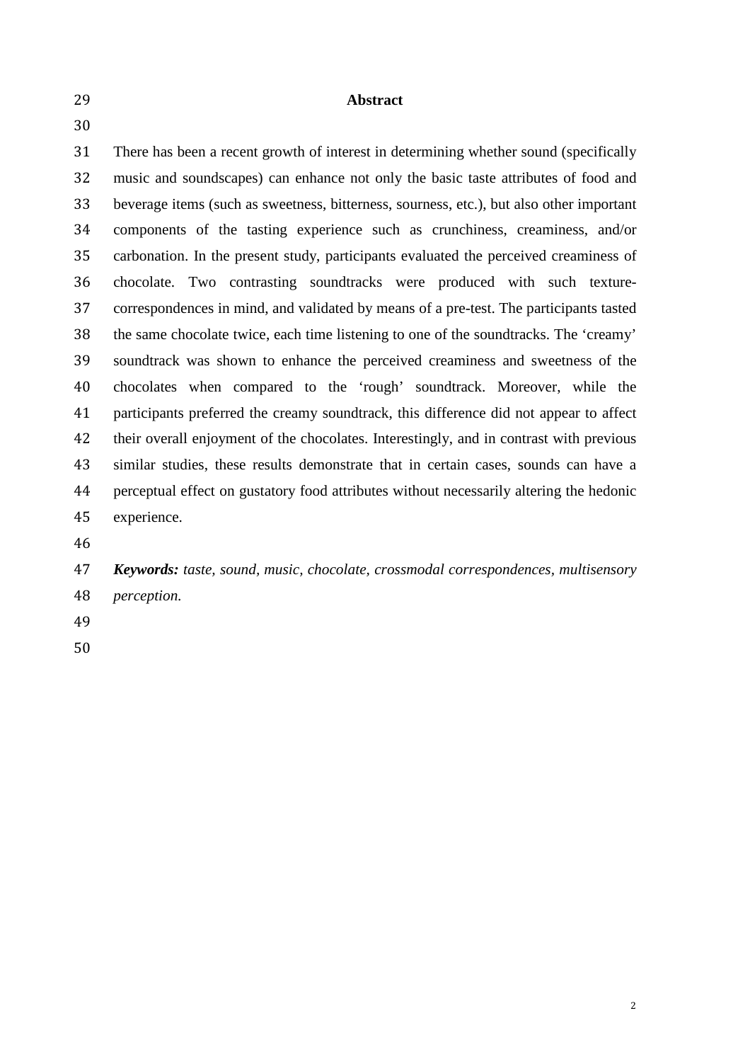## Abstract

There has been a recent growth of interest in determining whether sound (specifically music and soundscapes) can enhance not only the basic taste attributes of food and beverage items (such as sweetness, bitterness, sourness, etc.), but also other important components of the tasting experience such as crunchiness, creaminess, and/or carbonation. In the present study, participants evaluated the perceived creaminess of chocolate. Two contrasting soundtracks were produced with such texture-correspondences in mind, and validated by means of a pre-test. The participants tasted the same chocolate twice, each time listening to one of the soundtracks. The 'creamy' soundtrack was shown to enhance the perceived creaminess and sweetness of the chocolates when compared to the 'rough' soundtrack. Moreover, while the participants preferred the creamy soundtrack, this difference did not appear to affect their overall enjoyment of the chocolates. Interestingly, and in contrast with previous similar studies, these results demonstrate that in certain cases, sounds can have a perceptual effect on gustatory food attributes without necessarily altering the hedonic experience.

***Keywords:*** *taste, sound, music, chocolate, crossmodal correspondences, multisensory perception.*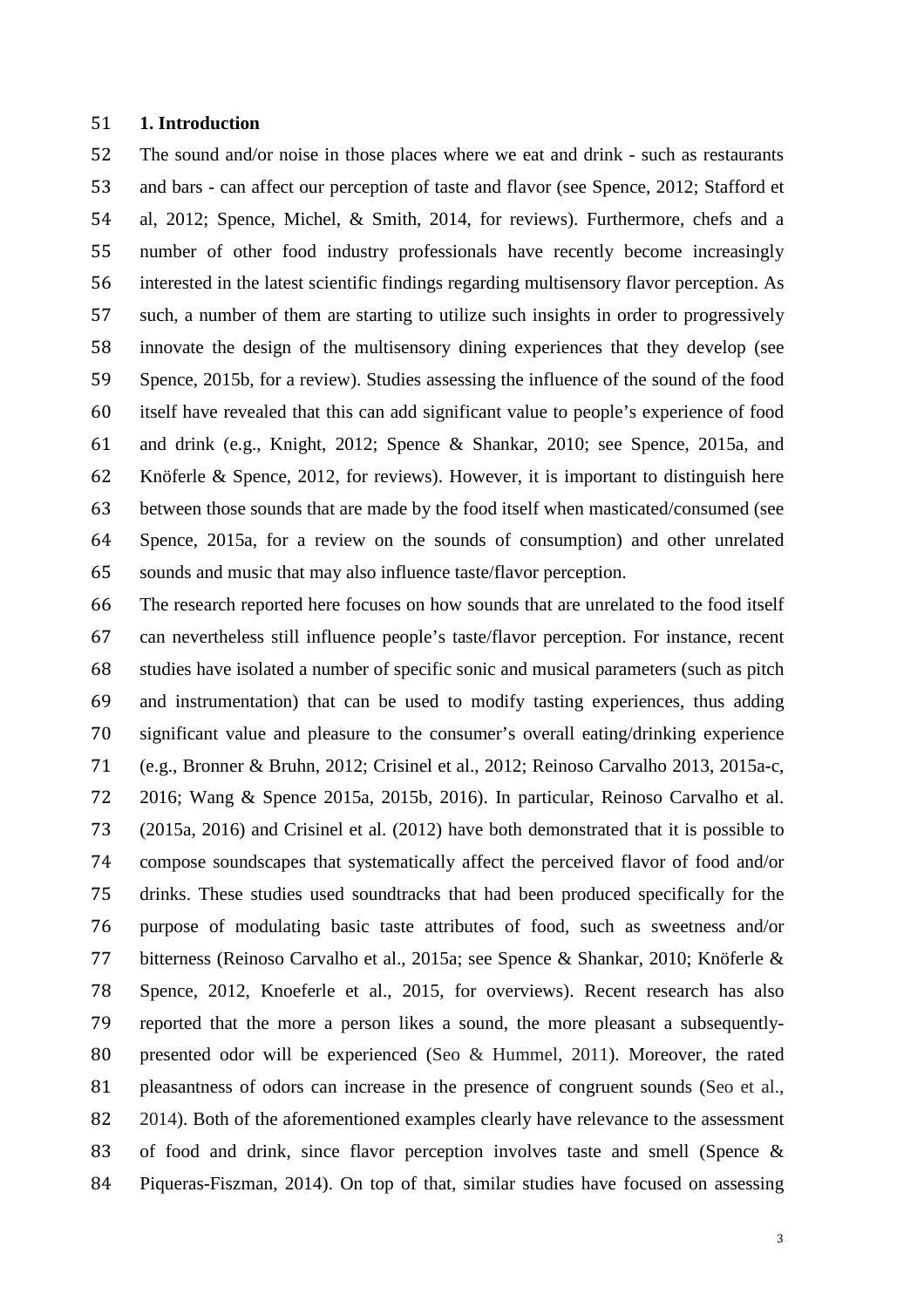## 1. Introduction

The sound and/or noise in those places where we eat and drink - such as restaurants and bars - can affect our perception of taste and flavor (see Spence, 2012; Stafford et al, 2012; Spence, Michel, & Smith, 2014, for reviews). Furthermore, chefs and a number of other food industry professionals have recently become increasingly interested in the latest scientific findings regarding multisensory flavor perception. As such, a number of them are starting to utilize such insights in order to progressively innovate the design of the multisensory dining experiences that they develop (see Spence, 2015b, for a review). Studies assessing the influence of the sound of the food itself have revealed that this can add significant value to people's experience of food and drink (e.g., Knight, 2012; Spence & Shankar, 2010; see Spence, 2015a, and Knöferle & Spence, 2012, for reviews). However, it is important to distinguish here between those sounds that are made by the food itself when masticated/consumed (see Spence, 2015a, for a review on the sounds of consumption) and other unrelated sounds and music that may also influence taste/flavor perception.

The research reported here focuses on how sounds that are unrelated to the food itself can nevertheless still influence people's taste/flavor perception. For instance, recent studies have isolated a number of specific sonic and musical parameters (such as pitch and instrumentation) that can be used to modify tasting experiences, thus adding significant value and pleasure to the consumer's overall eating/drinking experience (e.g., Bronner & Bruhn, 2012; Crisinel et al., 2012; Reinoso Carvalho 2013, 2015a-c, 2016; Wang & Spence 2015a, 2015b, 2016). In particular, Reinoso Carvalho et al. (2015a, 2016) and Crisinel et al. (2012) have both demonstrated that it is possible to compose soundscapes that systematically affect the perceived flavor of food and/or drinks. These studies used soundtracks that had been produced specifically for the purpose of modulating basic taste attributes of food, such as sweetness and/or bitterness (Reinoso Carvalho et al., 2015a; see Spence & Shankar, 2010; Knöferle & Spence, 2012, Knoeferle et al., 2015, for overviews). Recent research has also reported that the more a person likes a sound, the more pleasant a subsequently-presented odor will be experienced (Seo & Hummel, 2011). Moreover, the rated pleasantness of odors can increase in the presence of congruent sounds (Seo et al., 2014). Both of the aforementioned examples clearly have relevance to the assessment of food and drink, since flavor perception involves taste and smell (Spence & Piqueras-Fiszman, 2014). On top of that, similar studies have focused on assessing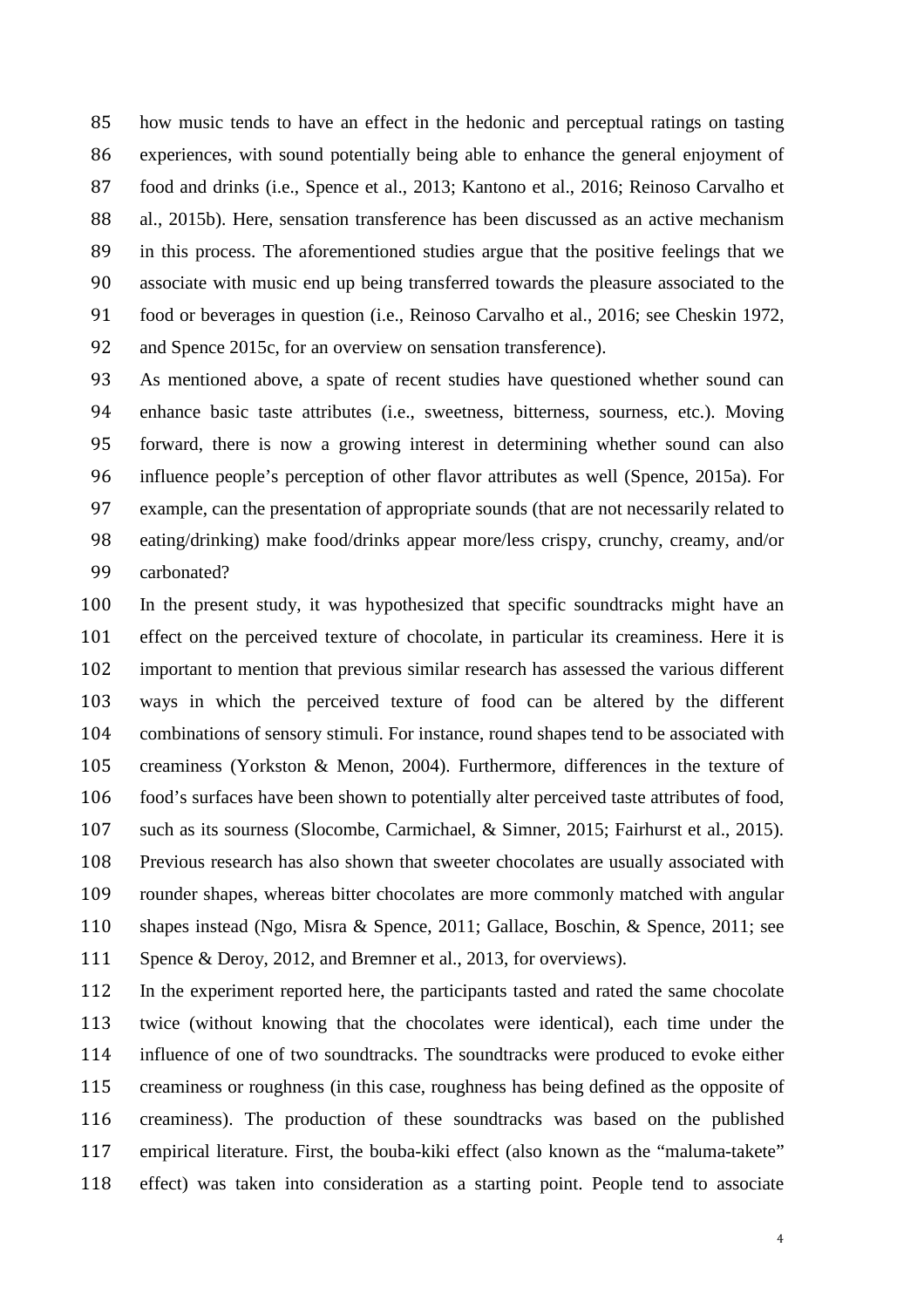how music tends to have an effect in the hedonic and perceptual ratings on tasting experiences, with sound potentially being able to enhance the general enjoyment of food and drinks (i.e., Spence et al., 2013; Kantono et al., 2016; Reinoso Carvalho et al., 2015b). Here, sensation transference has been discussed as an active mechanism in this process. The aforementioned studies argue that the positive feelings that we associate with music end up being transferred towards the pleasure associated to the food or beverages in question (i.e., Reinoso Carvalho et al., 2016; see Cheskin 1972, and Spence 2015c, for an overview on sensation transference).

As mentioned above, a spate of recent studies have questioned whether sound can enhance basic taste attributes (i.e., sweetness, bitterness, sourness, etc.). Moving forward, there is now a growing interest in determining whether sound can also influence people's perception of other flavor attributes as well (Spence, 2015a). For example, can the presentation of appropriate sounds (that are not necessarily related to eating/drinking) make food/drinks appear more/less crispy, crunchy, creamy, and/or carbonated?

In the present study, it was hypothesized that specific soundtracks might have an effect on the perceived texture of chocolate, in particular its creaminess. Here it is important to mention that previous similar research has assessed the various different ways in which the perceived texture of food can be altered by the different combinations of sensory stimuli. For instance, round shapes tend to be associated with creaminess (Yorkston & Menon, 2004). Furthermore, differences in the texture of food's surfaces have been shown to potentially alter perceived taste attributes of food, such as its sourness (Slocombe, Carmichael, & Simner, 2015; Fairhurst et al., 2015). Previous research has also shown that sweeter chocolates are usually associated with rounder shapes, whereas bitter chocolates are more commonly matched with angular shapes instead (Ngo, Misra & Spence, 2011; Gallace, Boschin, & Spence, 2011; see Spence & Deroy, 2012, and Bremner et al., 2013, for overviews).

In the experiment reported here, the participants tasted and rated the same chocolate twice (without knowing that the chocolates were identical), each time under the influence of one of two soundtracks. The soundtracks were produced to evoke either creaminess or roughness (in this case, roughness has being defined as the opposite of creaminess). The production of these soundtracks was based on the published empirical literature. First, the bouba-kiki effect (also known as the "maluma-takete" effect) was taken into consideration as a starting point. People tend to associate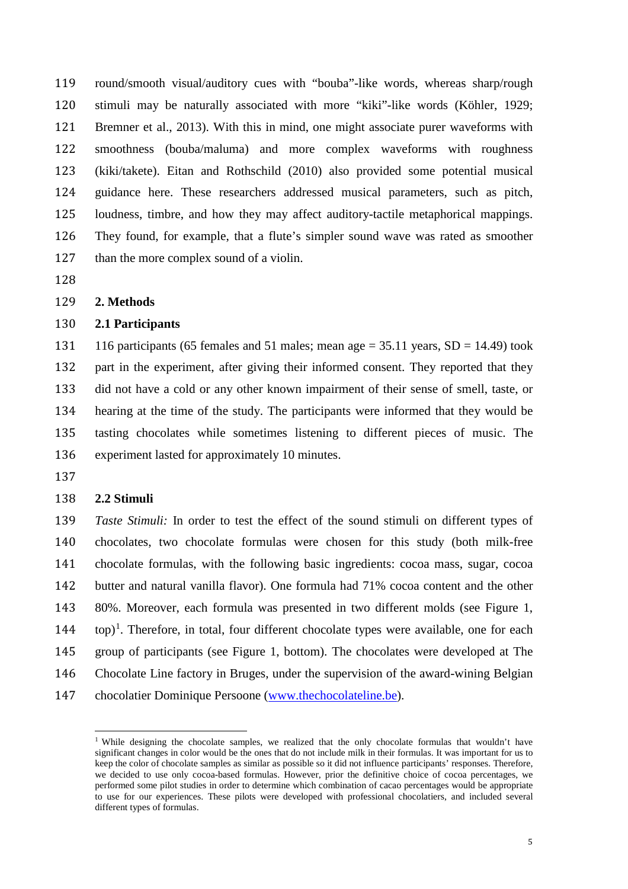round/smooth visual/auditory cues with "bouba"-like words, whereas sharp/rough stimuli may be naturally associated with more "kiki"-like words (Köhler, 1929; Bremner et al., 2013). With this in mind, one might associate purer waveforms with smoothness (bouba/maluma) and more complex waveforms with roughness (kiki/takete). Eitan and Rothschild (2010) also provided some potential musical guidance here. These researchers addressed musical parameters, such as pitch, loudness, timbre, and how they may affect auditory-tactile metaphorical mappings. They found, for example, that a flute's simpler sound wave was rated as smoother than the more complex sound of a violin.

## 2. Methods

### 2.1 Participants

116 participants (65 females and 51 males; mean age = 35.11 years, SD = 14.49) took part in the experiment, after giving their informed consent. They reported that they did not have a cold or any other known impairment of their sense of smell, taste, or hearing at the time of the study. The participants were informed that they would be tasting chocolates while sometimes listening to different pieces of music. The experiment lasted for approximately 10 minutes.

### 2.2 Stimuli

*Taste Stimuli:* In order to test the effect of the sound stimuli on different types of chocolates, two chocolate formulas were chosen for this study (both milk-free chocolate formulas, with the following basic ingredients: cocoa mass, sugar, cocoa butter and natural vanilla flavor). One formula had 71% cocoa content and the other 80%. Moreover, each formula was presented in two different molds (see Figure 1, top)[1]. Therefore, in total, four different chocolate types were available, one for each group of participants (see Figure 1, bottom). The chocolates were developed at The Chocolate Line factory in Bruges, under the supervision of the award-wining Belgian chocolatier Dominique Persoone (www.thechocolateline.be).

[1] While designing the chocolate samples, we realized that the only chocolate formulas that wouldn't have significant changes in color would be the ones that do not include milk in their formulas. It was important for us to keep the color of chocolate samples as similar as possible so it did not influence participants' responses. Therefore, we decided to use only cocoa-based formulas. However, prior the definitive choice of cocoa percentages, we performed some pilot studies in order to determine which combination of cacao percentages would be appropriate to use for our experiences. These pilots were developed with professional chocolatiers, and included several different types of formulas.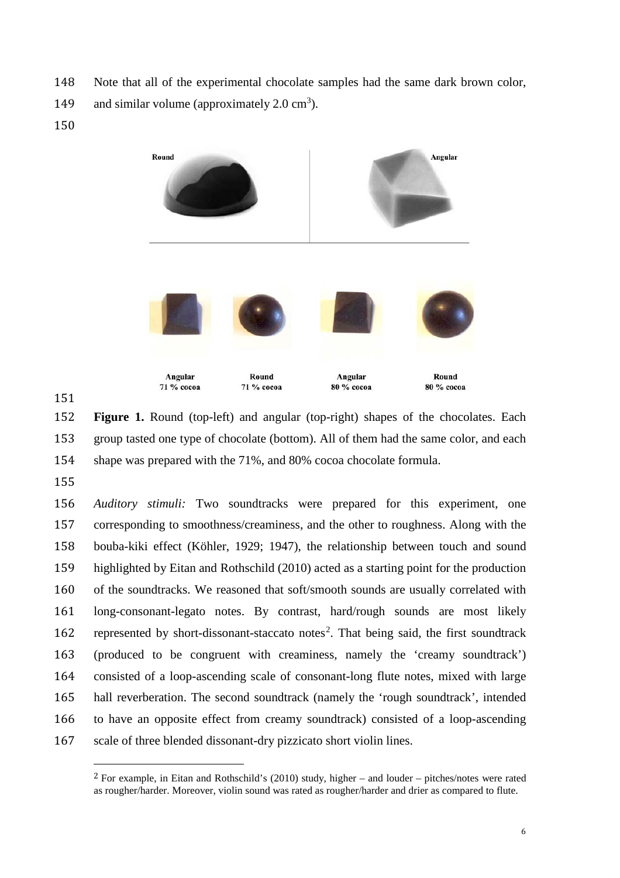Note that all of the experimental chocolate samples had the same dark brown color, and similar volume (approximately 2.0 $cm^3$).

**Figure 1.** Round (top-left) and angular (top-right) shapes of the chocolates. Each group tasted one type of chocolate (bottom). All of them had the same color, and each shape was prepared with the 71%, and 80% cocoa chocolate formula.

*Auditory stimuli:* Two soundtracks were prepared for this experiment, one corresponding to smoothness/creaminess, and the other to roughness. Along with the bouba-kiki effect (Köhler, 1929; 1947), the relationship between touch and sound highlighted by Eitan and Rothschild (2010) acted as a starting point for the production of the soundtracks. We reasoned that soft/smooth sounds are usually correlated with long-consonant-legato notes. By contrast, hard/rough sounds are most likely represented by short-dissonant-staccato notes[2]. That being said, the first soundtrack (produced to be congruent with creaminess, namely the 'creamy soundtrack') consisted of a loop-ascending scale of consonant-long flute notes, mixed with large hall reverberation. The second soundtrack (namely the 'rough soundtrack', intended to have an opposite effect from creamy soundtrack) consisted of a loop-ascending scale of three blended dissonant-dry pizzicato short violin lines.

[2] For example, in Eitan and Rothschild's (2010) study, higher – and louder – pitches/notes were rated as rougher/harder. Moreover, violin sound was rated as rougher/harder and drier as compared to flute.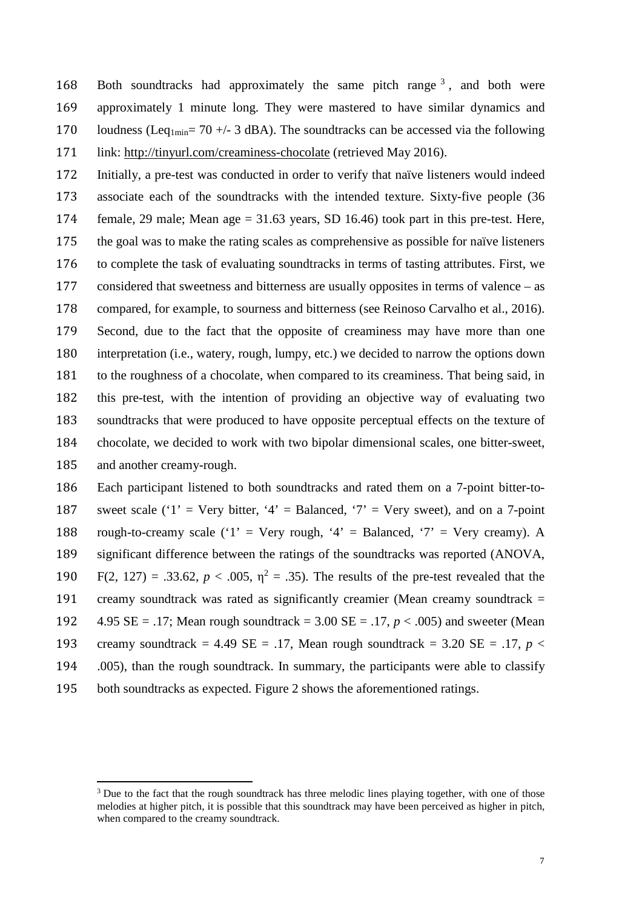Both soundtracks had approximately the same pitch range [3], and both were approximately 1 minute long. They were mastered to have similar dynamics and loudness ($Leq_{1min}$= 70 +/- 3 dBA). The soundtracks can be accessed via the following link: http://tinyurl.com/creaminess-chocolate (retrieved May 2016).

Initially, a pre-test was conducted in order to verify that naïve listeners would indeed associate each of the soundtracks with the intended texture. Sixty-five people (36 female, 29 male; Mean age = 31.63 years, SD 16.46) took part in this pre-test. Here, the goal was to make the rating scales as comprehensive as possible for naïve listeners to complete the task of evaluating soundtracks in terms of tasting attributes. First, we considered that sweetness and bitterness are usually opposites in terms of valence – as compared, for example, to sourness and bitterness (see Reinoso Carvalho et al., 2016). Second, due to the fact that the opposite of creaminess may have more than one interpretation (i.e., watery, rough, lumpy, etc.) we decided to narrow the options down to the roughness of a chocolate, when compared to its creaminess. That being said, in this pre-test, with the intention of providing an objective way of evaluating two soundtracks that were produced to have opposite perceptual effects on the texture of chocolate, we decided to work with two bipolar dimensional scales, one bitter-sweet, and another creamy-rough.

Each participant listened to both soundtracks and rated them on a 7-point bitter-to-sweet scale ('1' = Very bitter, '4' = Balanced, '7' = Very sweet), and on a 7-point rough-to-creamy scale ('1' = Very rough, '4' = Balanced, '7' = Very creamy). A significant difference between the ratings of the soundtracks was reported (ANOVA, $F(2, 127) = .33.62$, $p < .005$, $\eta^2 = .35$). The results of the pre-test revealed that the creamy soundtrack was rated as significantly creamier (Mean creamy soundtrack = 4.95 SE = .17; Mean rough soundtrack = 3.00 SE = .17, $p < .005$) and sweeter (Mean creamy soundtrack = 4.49 SE = .17, Mean rough soundtrack = 3.20 SE = .17, $p < .005$), than the rough soundtrack. In summary, the participants were able to classify both soundtracks as expected. Figure 2 shows the aforementioned ratings.

[3] Due to the fact that the rough soundtrack has three melodic lines playing together, with one of those melodies at higher pitch, it is possible that this soundtrack may have been perceived as higher in pitch, when compared to the creamy soundtrack.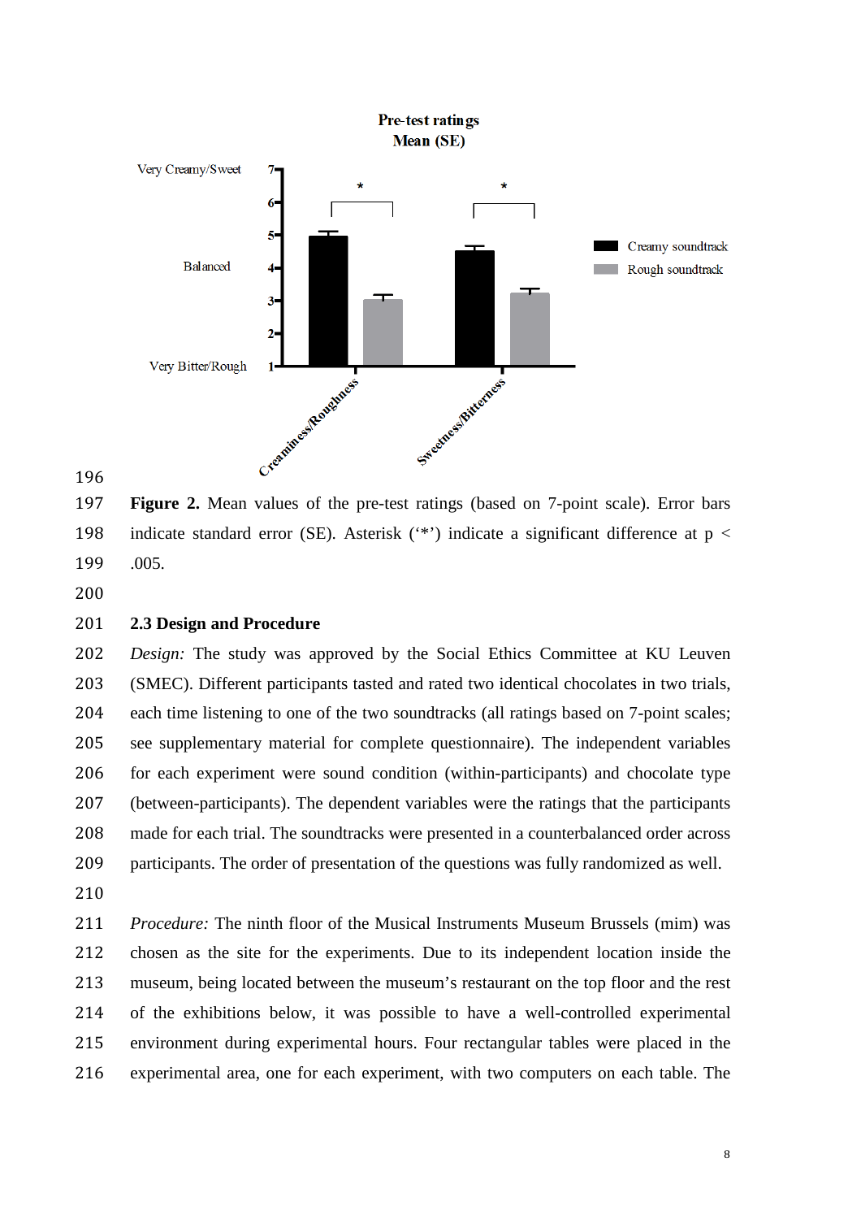Figure 2. Mean values of the pre-test ratings (based on 7-point scale). Error bars indicate standard error (SE). Asterisk ('*') indicate a significant difference at $p < .005$.

### 2.3 Design and Procedure

*Design:* The study was approved by the Social Ethics Committee at KU Leuven (SMEC). Different participants tasted and rated two identical chocolates in two trials, each time listening to one of the two soundtracks (all ratings based on 7-point scales; see supplementary material for complete questionnaire). The independent variables for each experiment were sound condition (within-participants) and chocolate type (between-participants). The dependent variables were the ratings that the participants made for each trial. The soundtracks were presented in a counterbalanced order across participants. The order of presentation of the questions was fully randomized as well.

*Procedure:* The ninth floor of the Musical Instruments Museum Brussels (mim) was chosen as the site for the experiments. Due to its independent location inside the museum, being located between the museum's restaurant on the top floor and the rest of the exhibitions below, it was possible to have a well-controlled experimental environment during experimental hours. Four rectangular tables were placed in the experimental area, one for each experiment, with two computers on each table. The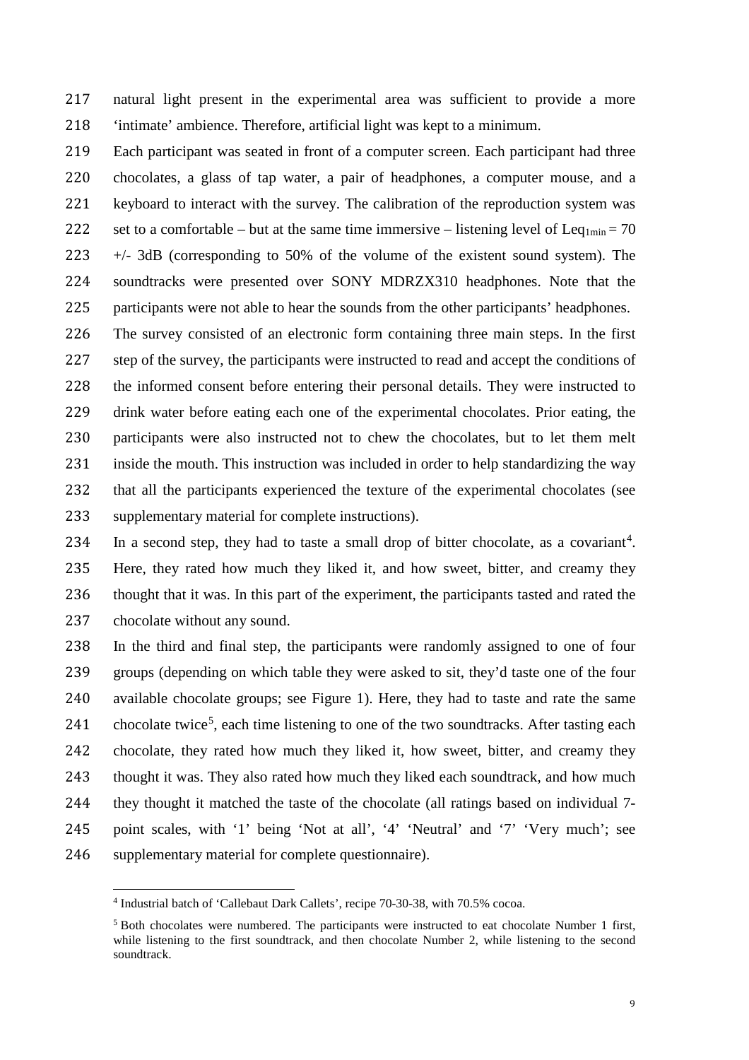natural light present in the experimental area was sufficient to provide a more 'intimate' ambience. Therefore, artificial light was kept to a minimum.

Each participant was seated in front of a computer screen. Each participant had three chocolates, a glass of tap water, a pair of headphones, a computer mouse, and a keyboard to interact with the survey. The calibration of the reproduction system was set to a comfortable – but at the same time immersive – listening level of $Leq_{1min} = 70$ +/- 3dB (corresponding to 50% of the volume of the existent sound system). The soundtracks were presented over SONY MDRZX310 headphones. Note that the participants were not able to hear the sounds from the other participants' headphones.

The survey consisted of an electronic form containing three main steps. In the first step of the survey, the participants were instructed to read and accept the conditions of the informed consent before entering their personal details. They were instructed to drink water before eating each one of the experimental chocolates. Prior eating, the participants were also instructed not to chew the chocolates, but to let them melt inside the mouth. This instruction was included in order to help standardizing the way that all the participants experienced the texture of the experimental chocolates (see supplementary material for complete instructions).

In a second step, they had to taste a small drop of bitter chocolate, as a covariant[4]. Here, they rated how much they liked it, and how sweet, bitter, and creamy they thought that it was. In this part of the experiment, the participants tasted and rated the chocolate without any sound.

In the third and final step, the participants were randomly assigned to one of four groups (depending on which table they were asked to sit, they'd taste one of the four available chocolate groups; see Figure 1). Here, they had to taste and rate the same chocolate twice[5], each time listening to one of the two soundtracks. After tasting each chocolate, they rated how much they liked it, how sweet, bitter, and creamy they thought it was. They also rated how much they liked each soundtrack, and how much they thought it matched the taste of the chocolate (all ratings based on individual 7-point scales, with '1' being 'Not at all', '4' 'Neutral' and '7' 'Very much'; see supplementary material for complete questionnaire).

---

[4] Industrial batch of 'Callebaut Dark Callets', recipe 70-30-38, with 70.5% cocoa.

[5] Both chocolates were numbered. The participants were instructed to eat chocolate Number 1 first, while listening to the first soundtrack, and then chocolate Number 2, while listening to the second soundtrack.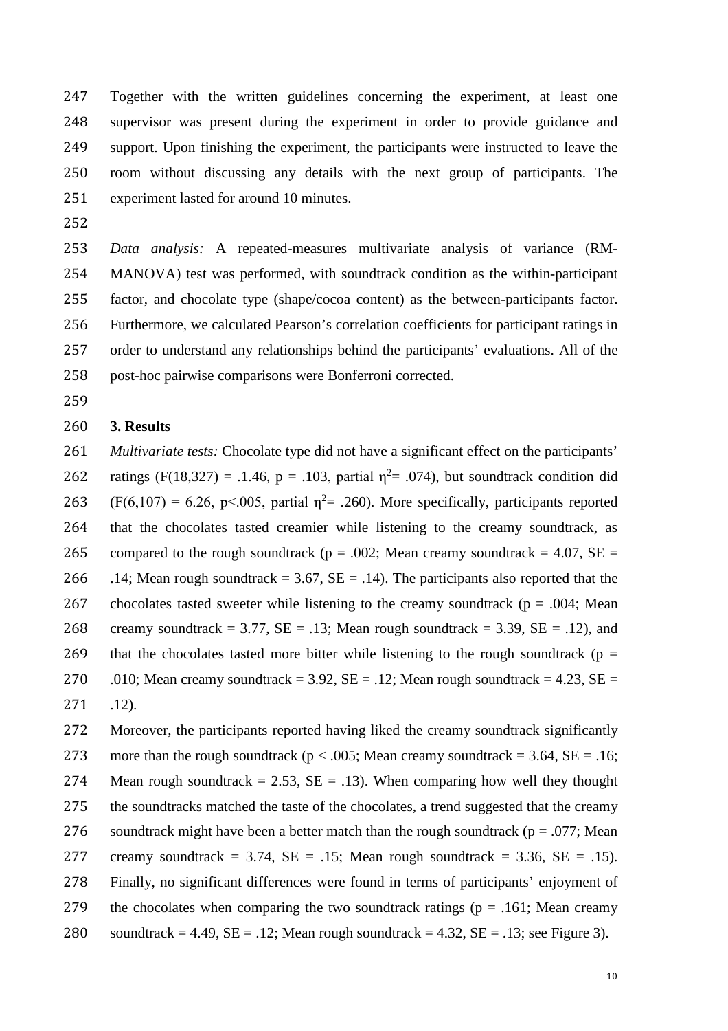Together with the written guidelines concerning the experiment, at least one supervisor was present during the experiment in order to provide guidance and support. Upon finishing the experiment, the participants were instructed to leave the room without discussing any details with the next group of participants. The experiment lasted for around 10 minutes.

*Data analysis:* A repeated-measures multivariate analysis of variance (RM-MANOVA) test was performed, with soundtrack condition as the within-participant factor, and chocolate type (shape/cocoa content) as the between-participants factor. Furthermore, we calculated Pearson's correlation coefficients for participant ratings in order to understand any relationships behind the participants' evaluations. All of the post-hoc pairwise comparisons were Bonferroni corrected.

## 3. Results

*Multivariate tests:* Chocolate type did not have a significant effect on the participants' ratings ($F(18,327) = .1.46$, $p = .103$, partial $\eta^2 = .074$), but soundtrack condition did ($F(6,107) = 6.26$, $p < .005$, partial $\eta^2 = .260$). More specifically, participants reported that the chocolates tasted creamier while listening to the creamy soundtrack, as compared to the rough soundtrack ($p = .002$; Mean creamy soundtrack = 4.07, SE = .14; Mean rough soundtrack = 3.67, SE = .14). The participants also reported that the chocolates tasted sweeter while listening to the creamy soundtrack ($p = .004$; Mean creamy soundtrack = 3.77, SE = .13; Mean rough soundtrack = 3.39, SE = .12), and that the chocolates tasted more bitter while listening to the rough soundtrack ($p = .010$; Mean creamy soundtrack = 3.92, SE = .12; Mean rough soundtrack = 4.23, SE = .12).

Moreover, the participants reported having liked the creamy soundtrack significantly more than the rough soundtrack ($p < .005$; Mean creamy soundtrack = 3.64, SE = .16; Mean rough soundtrack = 2.53, SE = .13). When comparing how well they thought the soundtracks matched the taste of the chocolates, a trend suggested that the creamy soundtrack might have been a better match than the rough soundtrack ($p = .077$; Mean creamy soundtrack = 3.74, SE = .15; Mean rough soundtrack = 3.36, SE = .15). Finally, no significant differences were found in terms of participants' enjoyment of the chocolates when comparing the two soundtrack ratings ($p = .161$; Mean creamy soundtrack = 4.49, SE = .12; Mean rough soundtrack = 4.32, SE = .13; see Figure 3).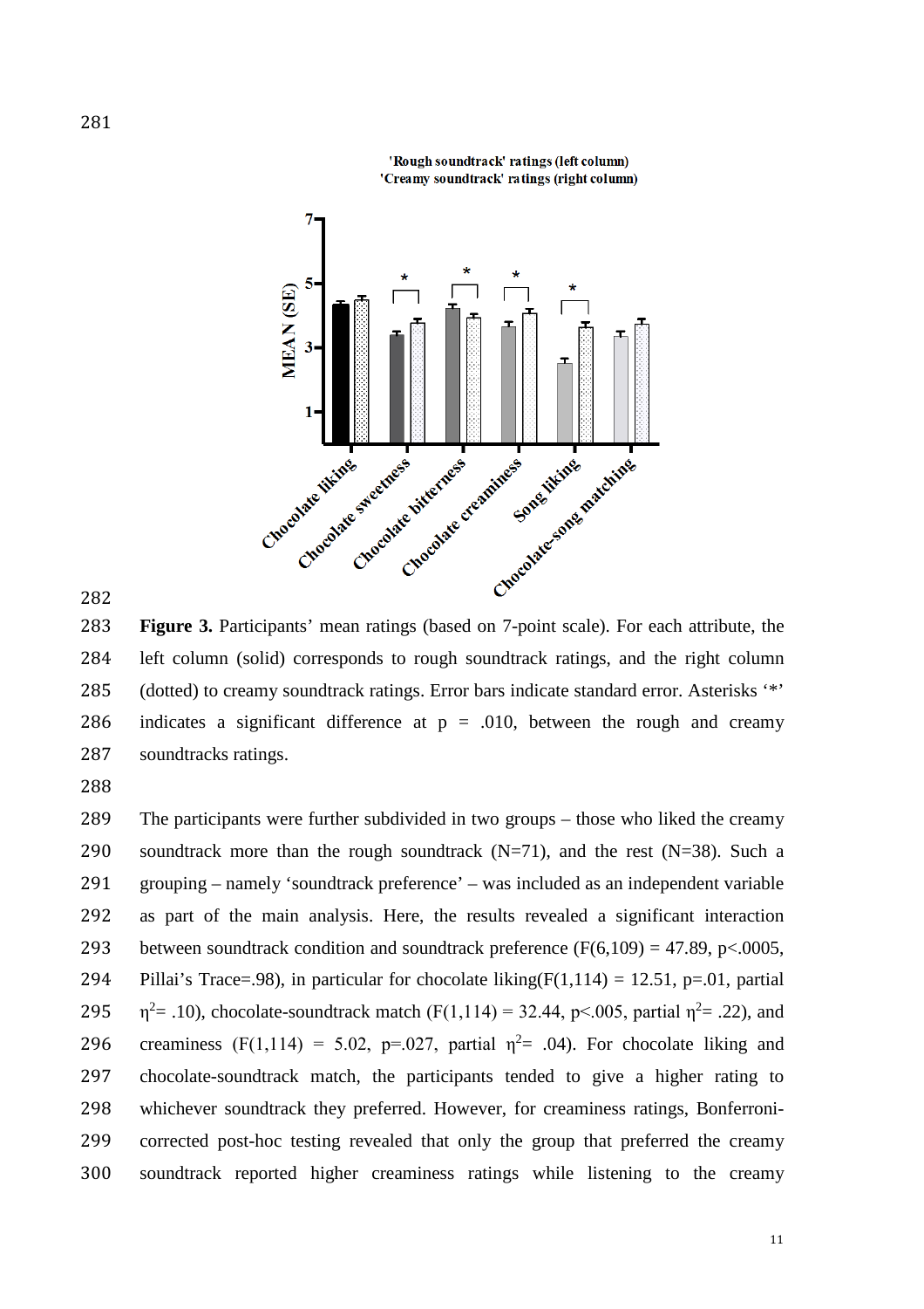**Figure 3.** Participants' mean ratings (based on 7-point scale). For each attribute, the left column (solid) corresponds to rough soundtrack ratings, and the right column (dotted) to creamy soundtrack ratings. Error bars indicate standard error. Asterisks '*' indicates a significant difference at p = .010, between the rough and creamy soundtracks ratings.

The participants were further subdivided in two groups – those who liked the creamy soundtrack more than the rough soundtrack (N=71), and the rest (N=38). Such a grouping – namely 'soundtrack preference' – was included as an independent variable as part of the main analysis. Here, the results revealed a significant interaction between soundtrack condition and soundtrack preference ($F(6,109) = 47.89$, $p<.0005$, Pillai's Trace=.98), in particular for chocolate liking($F(1,114) = 12.51$, $p=.01$, partial $\eta^2= .10$), chocolate-soundtrack match ($F(1,114) = 32.44$, $p<.005$, partial $\eta^2= .22$), and creaminess ($F(1,114) = 5.02$, $p=.027$, partial $\eta^2= .04$). For chocolate liking and chocolate-soundtrack match, the participants tended to give a higher rating to whichever soundtrack they preferred. However, for creaminess ratings, Bonferroni-corrected post-hoc testing revealed that only the group that preferred the creamy soundtrack reported higher creaminess ratings while listening to the creamy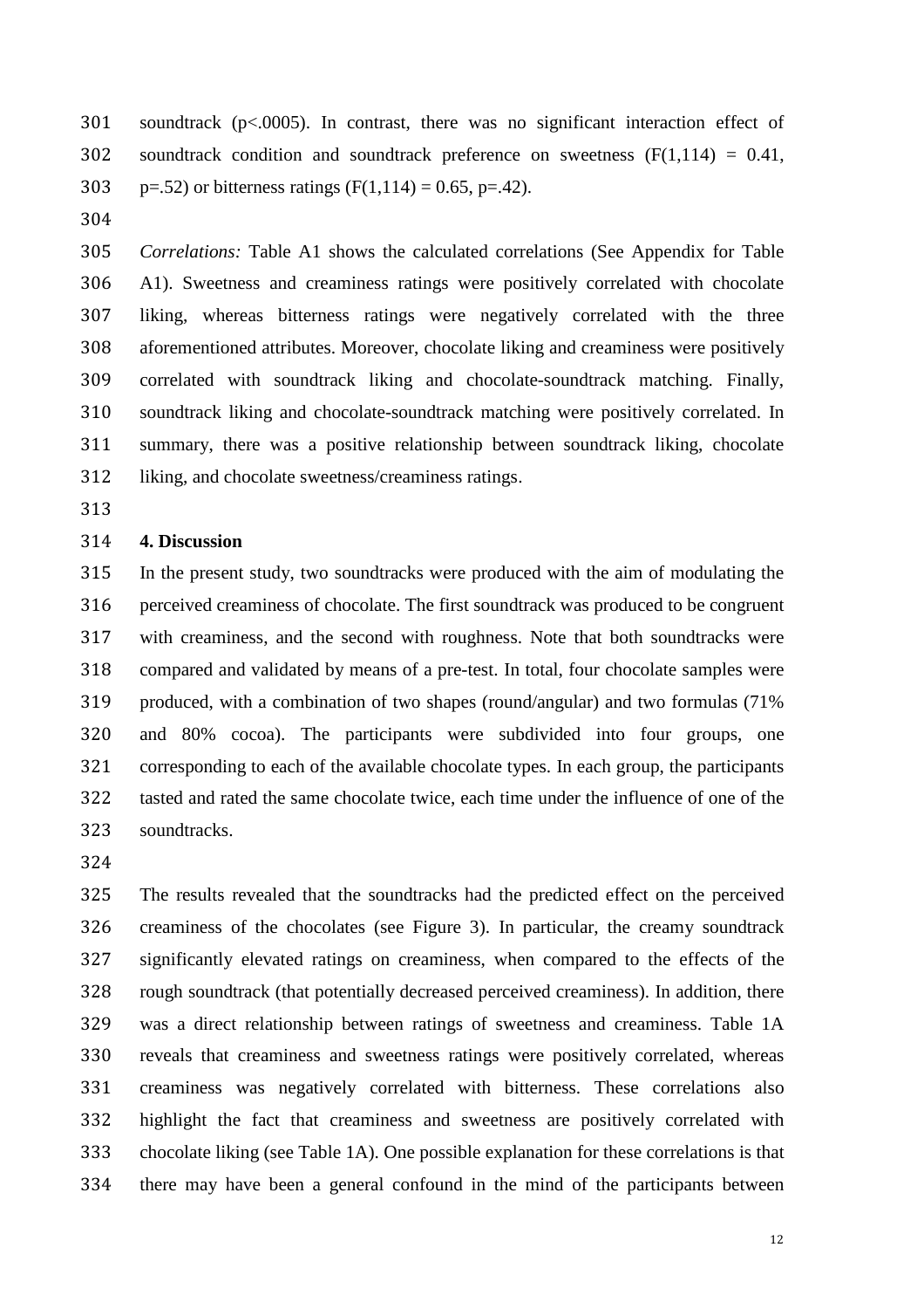soundtrack ($p<.0005$). In contrast, there was no significant interaction effect of soundtrack condition and soundtrack preference on sweetness ($F(1,114) = 0.41$, $p=.52$) or bitterness ratings ($F(1,114) = 0.65$, $p=.42$).

*Correlations:* Table A1 shows the calculated correlations (See Appendix for Table A1). Sweetness and creaminess ratings were positively correlated with chocolate liking, whereas bitterness ratings were negatively correlated with the three aforementioned attributes. Moreover, chocolate liking and creaminess were positively correlated with soundtrack liking and chocolate-soundtrack matching. Finally, soundtrack liking and chocolate-soundtrack matching were positively correlated. In summary, there was a positive relationship between soundtrack liking, chocolate liking, and chocolate sweetness/creaminess ratings.

## 4. Discussion

In the present study, two soundtracks were produced with the aim of modulating the perceived creaminess of chocolate. The first soundtrack was produced to be congruent with creaminess, and the second with roughness. Note that both soundtracks were compared and validated by means of a pre-test. In total, four chocolate samples were produced, with a combination of two shapes (round/angular) and two formulas (71% and 80% cocoa). The participants were subdivided into four groups, one corresponding to each of the available chocolate types. In each group, the participants tasted and rated the same chocolate twice, each time under the influence of one of the soundtracks.

The results revealed that the soundtracks had the predicted effect on the perceived creaminess of the chocolates (see Figure 3). In particular, the creamy soundtrack significantly elevated ratings on creaminess, when compared to the effects of the rough soundtrack (that potentially decreased perceived creaminess). In addition, there was a direct relationship between ratings of sweetness and creaminess. Table 1A reveals that creaminess and sweetness ratings were positively correlated, whereas creaminess was negatively correlated with bitterness. These correlations also highlight the fact that creaminess and sweetness are positively correlated with chocolate liking (see Table 1A). One possible explanation for these correlations is that there may have been a general confound in the mind of the participants between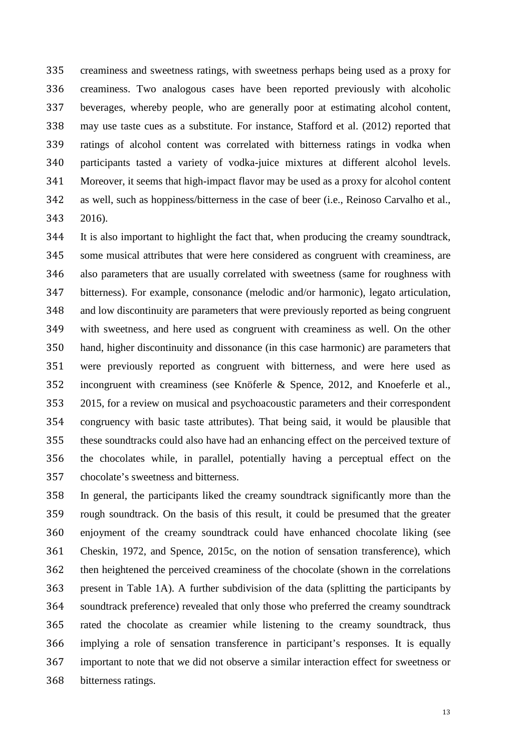creaminess and sweetness ratings, with sweetness perhaps being used as a proxy for creaminess. Two analogous cases have been reported previously with alcoholic beverages, whereby people, who are generally poor at estimating alcohol content, may use taste cues as a substitute. For instance, Stafford et al. (2012) reported that ratings of alcohol content was correlated with bitterness ratings in vodka when participants tasted a variety of vodka-juice mixtures at different alcohol levels. Moreover, it seems that high-impact flavor may be used as a proxy for alcohol content as well, such as hoppiness/bitterness in the case of beer (i.e., Reinoso Carvalho et al., 2016).

It is also important to highlight the fact that, when producing the creamy soundtrack, some musical attributes that were here considered as congruent with creaminess, are also parameters that are usually correlated with sweetness (same for roughness with bitterness). For example, consonance (melodic and/or harmonic), legato articulation, and low discontinuity are parameters that were previously reported as being congruent with sweetness, and here used as congruent with creaminess as well. On the other hand, higher discontinuity and dissonance (in this case harmonic) are parameters that were previously reported as congruent with bitterness, and were here used as incongruent with creaminess (see Knöferle & Spence, 2012, and Knoeferle et al., 2015, for a review on musical and psychoacoustic parameters and their correspondent congruency with basic taste attributes). That being said, it would be plausible that these soundtracks could also have had an enhancing effect on the perceived texture of the chocolates while, in parallel, potentially having a perceptual effect on the chocolate's sweetness and bitterness.

In general, the participants liked the creamy soundtrack significantly more than the rough soundtrack. On the basis of this result, it could be presumed that the greater enjoyment of the creamy soundtrack could have enhanced chocolate liking (see Cheskin, 1972, and Spence, 2015c, on the notion of sensation transference), which then heightened the perceived creaminess of the chocolate (shown in the correlations present in Table 1A). A further subdivision of the data (splitting the participants by soundtrack preference) revealed that only those who preferred the creamy soundtrack rated the chocolate as creamier while listening to the creamy soundtrack, thus implying a role of sensation transference in participant's responses. It is equally important to note that we did not observe a similar interaction effect for sweetness or bitterness ratings.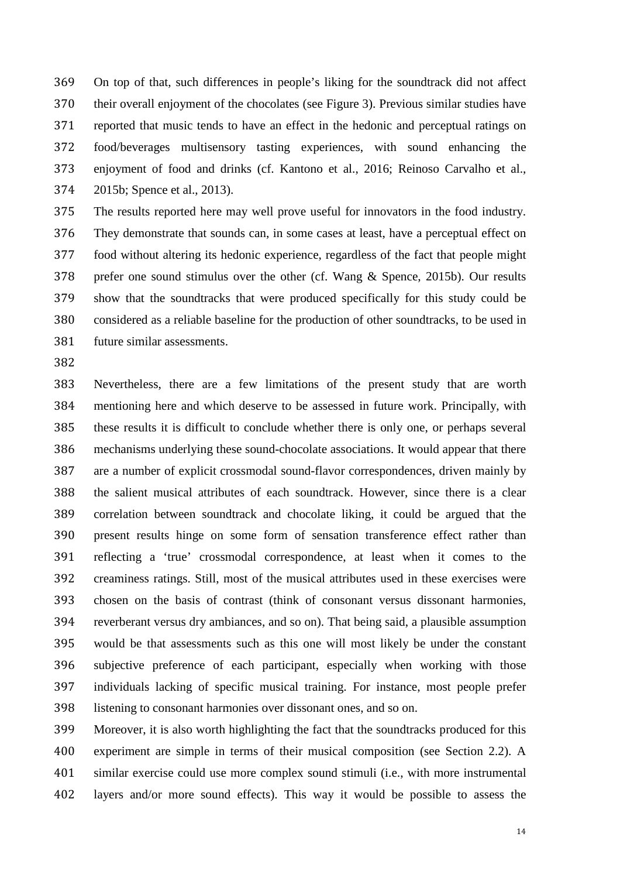On top of that, such differences in people's liking for the soundtrack did not affect their overall enjoyment of the chocolates (see Figure 3). Previous similar studies have reported that music tends to have an effect in the hedonic and perceptual ratings on food/beverages multisensory tasting experiences, with sound enhancing the enjoyment of food and drinks (cf. Kantono et al., 2016; Reinoso Carvalho et al., 2015b; Spence et al., 2013).

The results reported here may well prove useful for innovators in the food industry. They demonstrate that sounds can, in some cases at least, have a perceptual effect on food without altering its hedonic experience, regardless of the fact that people might prefer one sound stimulus over the other (cf. Wang & Spence, 2015b). Our results show that the soundtracks that were produced specifically for this study could be considered as a reliable baseline for the production of other soundtracks, to be used in future similar assessments.

Nevertheless, there are a few limitations of the present study that are worth mentioning here and which deserve to be assessed in future work. Principally, with these results it is difficult to conclude whether there is only one, or perhaps several mechanisms underlying these sound-chocolate associations. It would appear that there are a number of explicit crossmodal sound-flavor correspondences, driven mainly by the salient musical attributes of each soundtrack. However, since there is a clear correlation between soundtrack and chocolate liking, it could be argued that the present results hinge on some form of sensation transference effect rather than reflecting a 'true' crossmodal correspondence, at least when it comes to the creaminess ratings. Still, most of the musical attributes used in these exercises were chosen on the basis of contrast (think of consonant versus dissonant harmonies, reverberant versus dry ambiances, and so on). That being said, a plausible assumption would be that assessments such as this one will most likely be under the constant subjective preference of each participant, especially when working with those individuals lacking of specific musical training. For instance, most people prefer listening to consonant harmonies over dissonant ones, and so on.

Moreover, it is also worth highlighting the fact that the soundtracks produced for this experiment are simple in terms of their musical composition (see Section 2.2). A similar exercise could use more complex sound stimuli (i.e., with more instrumental layers and/or more sound effects). This way it would be possible to assess the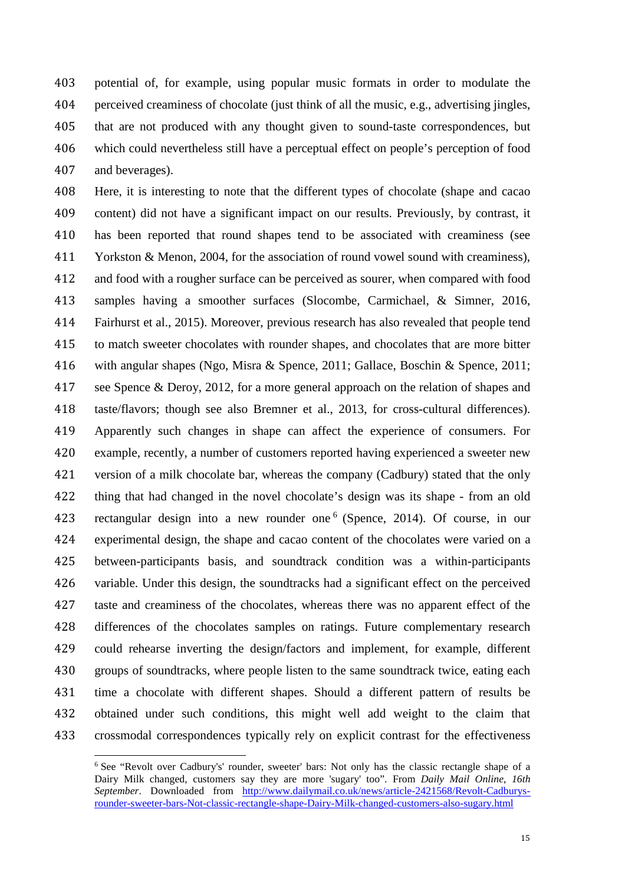potential of, for example, using popular music formats in order to modulate the perceived creaminess of chocolate (just think of all the music, e.g., advertising jingles, that are not produced with any thought given to sound-taste correspondences, but which could nevertheless still have a perceptual effect on people's perception of food and beverages).

Here, it is interesting to note that the different types of chocolate (shape and cacao content) did not have a significant impact on our results. Previously, by contrast, it has been reported that round shapes tend to be associated with creaminess (see Yorkston & Menon, 2004, for the association of round vowel sound with creaminess), and food with a rougher surface can be perceived as sourer, when compared with food samples having a smoother surfaces (Slocombe, Carmichael, & Simner, 2016, Fairhurst et al., 2015). Moreover, previous research has also revealed that people tend to match sweeter chocolates with rounder shapes, and chocolates that are more bitter with angular shapes (Ngo, Misra & Spence, 2011; Gallace, Boschin & Spence, 2011; see Spence & Deroy, 2012, for a more general approach on the relation of shapes and taste/flavors; though see also Bremner et al., 2013, for cross-cultural differences). Apparently such changes in shape can affect the experience of consumers. For example, recently, a number of customers reported having experienced a sweeter new version of a milk chocolate bar, whereas the company (Cadbury) stated that the only thing that had changed in the novel chocolate's design was its shape - from an old rectangular design into a new rounder one [6] (Spence, 2014). Of course, in our experimental design, the shape and cacao content of the chocolates were varied on a between-participants basis, and soundtrack condition was a within-participants variable. Under this design, the soundtracks had a significant effect on the perceived taste and creaminess of the chocolates, whereas there was no apparent effect of the differences of the chocolates samples on ratings. Future complementary research could rehearse inverting the design/factors and implement, for example, different groups of soundtracks, where people listen to the same soundtrack twice, eating each time a chocolate with different shapes. Should a different pattern of results be obtained under such conditions, this might well add weight to the claim that crossmodal correspondences typically rely on explicit contrast for the effectiveness

---

[6] See "Revolt over Cadbury's' rounder, sweeter' bars: Not only has the classic rectangle shape of a Dairy Milk changed, customers say they are more 'sugary' too". From *Daily Mail Online*, *16th September*. Downloaded from http://www.dailymail.co.uk/news/article-2421568/Revolt-Cadburys-rounder-sweeter-bars-Not-classic-rectangle-shape-Dairy-Milk-changed-customers-also-sugary.html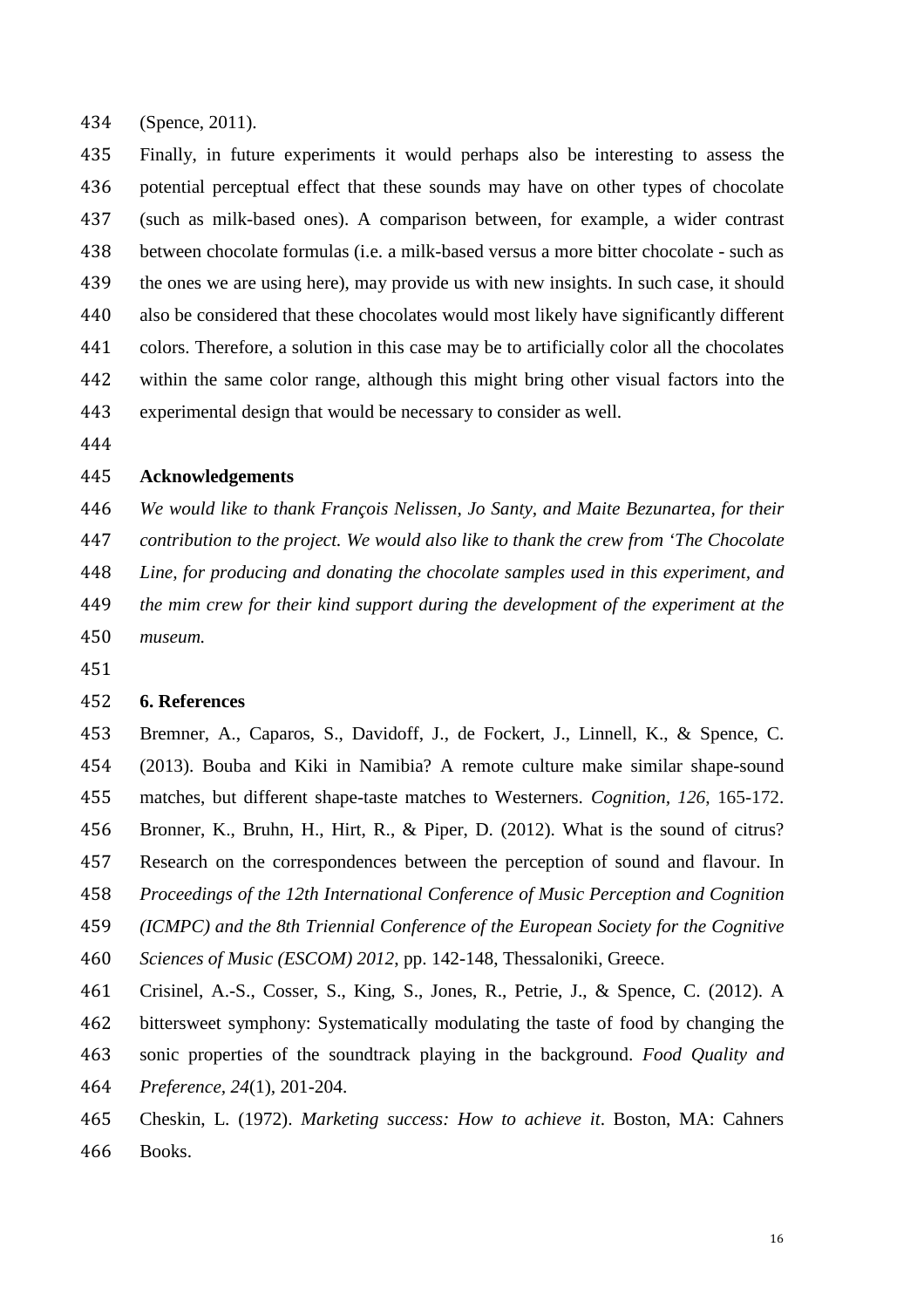(Spence, 2011).

Finally, in future experiments it would perhaps also be interesting to assess the potential perceptual effect that these sounds may have on other types of chocolate (such as milk-based ones). A comparison between, for example, a wider contrast between chocolate formulas (i.e. a milk-based versus a more bitter chocolate - such as the ones we are using here), may provide us with new insights. In such case, it should also be considered that these chocolates would most likely have significantly different colors. Therefore, a solution in this case may be to artificially color all the chocolates within the same color range, although this might bring other visual factors into the experimental design that would be necessary to consider as well.

## Acknowledgements

*We would like to thank François Nelissen, Jo Santy, and Maite Bezunartea, for their contribution to the project. We would also like to thank the crew from 'The Chocolate Line, for producing and donating the chocolate samples used in this experiment, and the mim crew for their kind support during the development of the experiment at the museum.*

## 6. References

Bremner, A., Caparos, S., Davidoff, J., de Fockert, J., Linnell, K., & Spence, C. (2013). Bouba and Kiki in Namibia? A remote culture make similar shape-sound matches, but different shape-taste matches to Westerners. *Cognition, 126*, 165-172.

Bronner, K., Bruhn, H., Hirt, R., & Piper, D. (2012). What is the sound of citrus? Research on the correspondences between the perception of sound and flavour. In *Proceedings of the 12th International Conference of Music Perception and Cognition (ICMPC) and the 8th Triennial Conference of the European Society for the Cognitive Sciences of Music (ESCOM) 2012*, pp. 142-148, Thessaloniki, Greece.

Crisinel, A.-S., Cosser, S., King, S., Jones, R., Petrie, J., & Spence, C. (2012). A bittersweet symphony: Systematically modulating the taste of food by changing the sonic properties of the soundtrack playing in the background. *Food Quality and Preference, 24*(1), 201-204.

Cheskin, L. (1972). *Marketing success: How to achieve it*. Boston, MA: Cahners Books.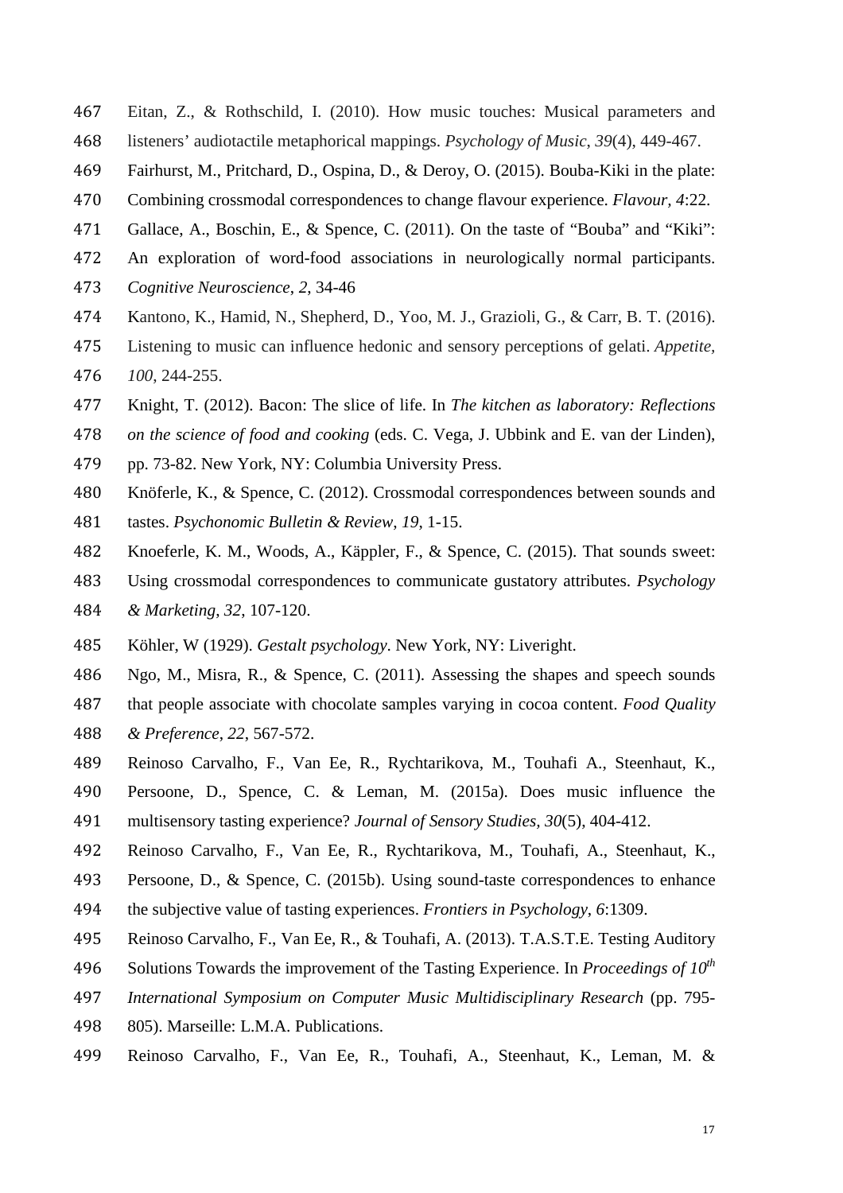Eitan, Z., & Rothschild, I. (2010). How music touches: Musical parameters and listeners' audiotactile metaphorical mappings. *Psychology of Music*, *39*(4), 449-467.

Fairhurst, M., Pritchard, D., Ospina, D., & Deroy, O. (2015). Bouba-Kiki in the plate: Combining crossmodal correspondences to change flavour experience. *Flavour, 4*:22.

Gallace, A., Boschin, E., & Spence, C. (2011). On the taste of "Bouba" and "Kiki": An exploration of word-food associations in neurologically normal participants. *Cognitive Neuroscience*, *2*, 34-46

Kantono, K., Hamid, N., Shepherd, D., Yoo, M. J., Grazioli, G., & Carr, B. T. (2016). Listening to music can influence hedonic and sensory perceptions of gelati. *Appetite*, *100*, 244-255.

Knight, T. (2012). Bacon: The slice of life. In *The kitchen as laboratory: Reflections on the science of food and cooking* (eds. C. Vega, J. Ubbink and E. van der Linden), pp. 73-82. New York, NY: Columbia University Press.

Knöferle, K., & Spence, C. (2012). Crossmodal correspondences between sounds and tastes. *Psychonomic Bulletin & Review*, *19*, 1-15.

Knoeferle, K. M., Woods, A., Käppler, F., & Spence, C. (2015). That sounds sweet: Using crossmodal correspondences to communicate gustatory attributes. *Psychology & Marketing*, *32*, 107-120.

Köhler, W (1929). *Gestalt psychology*. New York, NY: Liveright.

Ngo, M., Misra, R., & Spence, C. (2011). Assessing the shapes and speech sounds that people associate with chocolate samples varying in cocoa content. *Food Quality & Preference*, *22*, 567-572.

Reinoso Carvalho, F., Van Ee, R., Rychtarikova, M., Touhafi A., Steenhaut, K., Persoone, D., Spence, C. & Leman, M. (2015a). Does music influence the multisensory tasting experience? *Journal of Sensory Studies*, *30*(5), 404-412.

Reinoso Carvalho, F., Van Ee, R., Rychtarikova, M., Touhafi, A., Steenhaut, K., Persoone, D., & Spence, C. (2015b). Using sound-taste correspondences to enhance the subjective value of tasting experiences. *Frontiers in Psychology*, *6*:1309.

Reinoso Carvalho, F., Van Ee, R., & Touhafi, A. (2013). T.A.S.T.E. Testing Auditory Solutions Towards the improvement of the Tasting Experience. In *Proceedings of 10th International Symposium on Computer Music Multidisciplinary Research* (pp. 795-805). Marseille: L.M.A. Publications.

Reinoso Carvalho, F., Van Ee, R., Touhafi, A., Steenhaut, K., Leman, M. &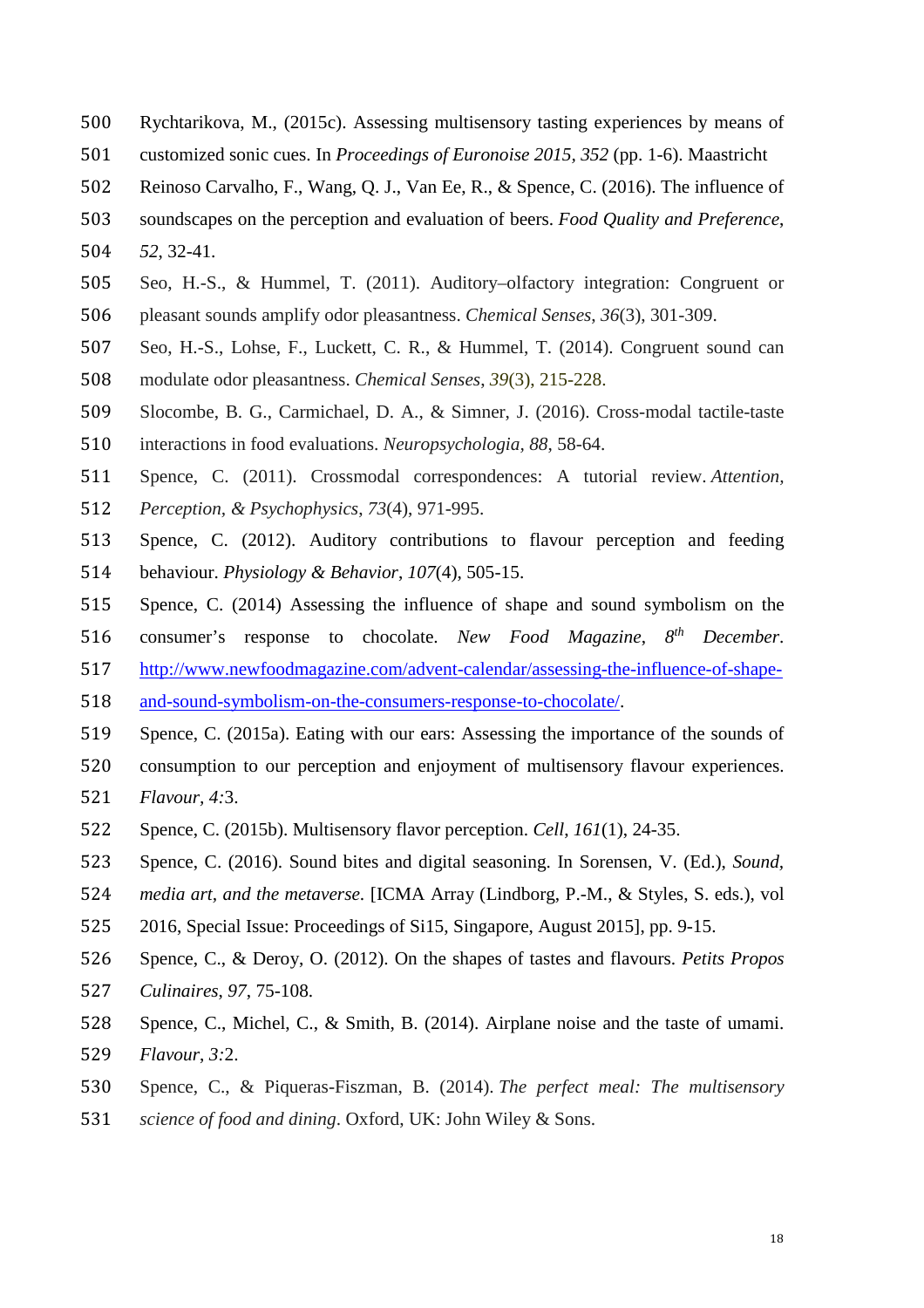Rychtarikova, M., (2015c). Assessing multisensory tasting experiences by means of customized sonic cues. In *Proceedings of Euronoise 2015*, *352* (pp. 1-6). Maastricht

Reinoso Carvalho, F., Wang, Q. J., Van Ee, R., & Spence, C. (2016). The influence of soundscapes on the perception and evaluation of beers. *Food Quality and Preference*, *52*, 32-41.

Seo, H.-S., & Hummel, T. (2011). Auditory–olfactory integration: Congruent or pleasant sounds amplify odor pleasantness. *Chemical Senses*, *36*(3), 301-309.

Seo, H.-S., Lohse, F., Luckett, C. R., & Hummel, T. (2014). Congruent sound can modulate odor pleasantness. *Chemical Senses*, *39*(3), 215-228.

Slocombe, B. G., Carmichael, D. A., & Simner, J. (2016). Cross-modal tactile-taste interactions in food evaluations. *Neuropsychologia*, *88*, 58-64.

Spence, C. (2011). Crossmodal correspondences: A tutorial review. *Attention, Perception, & Psychophysics*, *73*(4), 971-995.

Spence, C. (2012). Auditory contributions to flavour perception and feeding behaviour. *Physiology & Behavior*, *107*(4), 505-15.

Spence, C. (2014) Assessing the influence of shape and sound symbolism on the consumer's response to chocolate. *New Food Magazine*, *8th December*. http://www.newfoodmagazine.com/advent-calendar/assessing-the-influence-of-shape-and-sound-symbolism-on-the-consumers-response-to-chocolate/.

Spence, C. (2015a). Eating with our ears: Assessing the importance of the sounds of consumption to our perception and enjoyment of multisensory flavour experiences. *Flavour*, *4*:3.

Spence, C. (2015b). Multisensory flavor perception. *Cell*, *161*(1), 24-35.

Spence, C. (2016). Sound bites and digital seasoning. In Sorensen, V. (Ed.), *Sound, media art, and the metaverse*. [ICMA Array (Lindborg, P.-M., & Styles, S. eds.), vol 2016, Special Issue: Proceedings of Si15, Singapore, August 2015], pp. 9-15.

Spence, C., & Deroy, O. (2012). On the shapes of tastes and flavours. *Petits Propos Culinaires*, *97*, 75-108.

Spence, C., Michel, C., & Smith, B. (2014). Airplane noise and the taste of umami. *Flavour*, *3*:2.

Spence, C., & Piqueras-Fiszman, B. (2014). *The perfect meal: The multisensory science of food and dining*. Oxford, UK: John Wiley & Sons.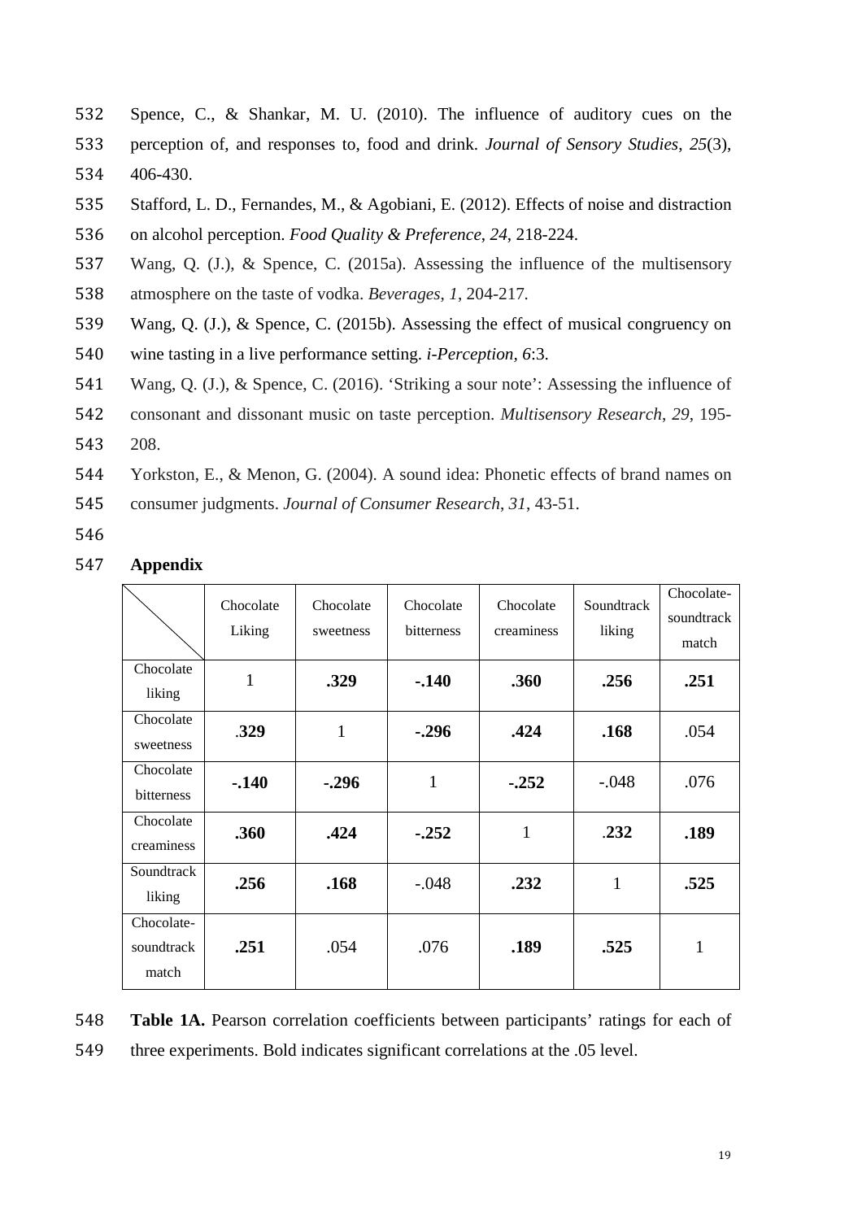Spence, C., & Shankar, M. U. (2010). The influence of auditory cues on the perception of, and responses to, food and drink. *Journal of Sensory Studies*, *25*(3), 406-430.

Stafford, L. D., Fernandes, M., & Agobiani, E. (2012). Effects of noise and distraction on alcohol perception. *Food Quality & Preference*, *24*, 218-224.

Wang, Q. (J.), & Spence, C. (2015a). Assessing the influence of the multisensory atmosphere on the taste of vodka. *Beverages*, *1*, 204-217.

Wang, Q. (J.), & Spence, C. (2015b). Assessing the effect of musical congruency on wine tasting in a live performance setting. *i-Perception*, *6*:3.

Wang, Q. (J.), & Spence, C. (2016). 'Striking a sour note': Assessing the influence of consonant and dissonant music on taste perception. *Multisensory Research*, *29*, 195-208.

Yorkston, E., & Menon, G. (2004). A sound idea: Phonetic effects of brand names on consumer judgments. *Journal of Consumer Research*, *31*, 43-51.

## Appendix

| | Chocolate Liking | Chocolate sweetness | Chocolate bitterness | Chocolate creaminess | Soundtrack liking | Chocolate-soundtrack match |
|---|---|---|---|---|---|---|
| Chocolate liking | 1 | **.329** | **-.140** | **.360** | **.256** | **.251** |
| Chocolate sweetness | **.329** | 1 | **-.296** | **.424** | **.168** | .054 |
| Chocolate bitterness | **-.140** | **-.296** | 1 | **-.252** | -.048 | .076 |
| Chocolate creaminess | **.360** | **.424** | **-.252** | 1 | **.232** | **.189** |
| Soundtrack liking | **.256** | **.168** | -.048 | **.232** | 1 | **.525** |
| Chocolate-soundtrack match | **.251** | .054 | .076 | **.189** | **.525** | 1 |

**Table 1A.** Pearson correlation coefficients between participants' ratings for each of three experiments. Bold indicates significant correlations at the .05 level.